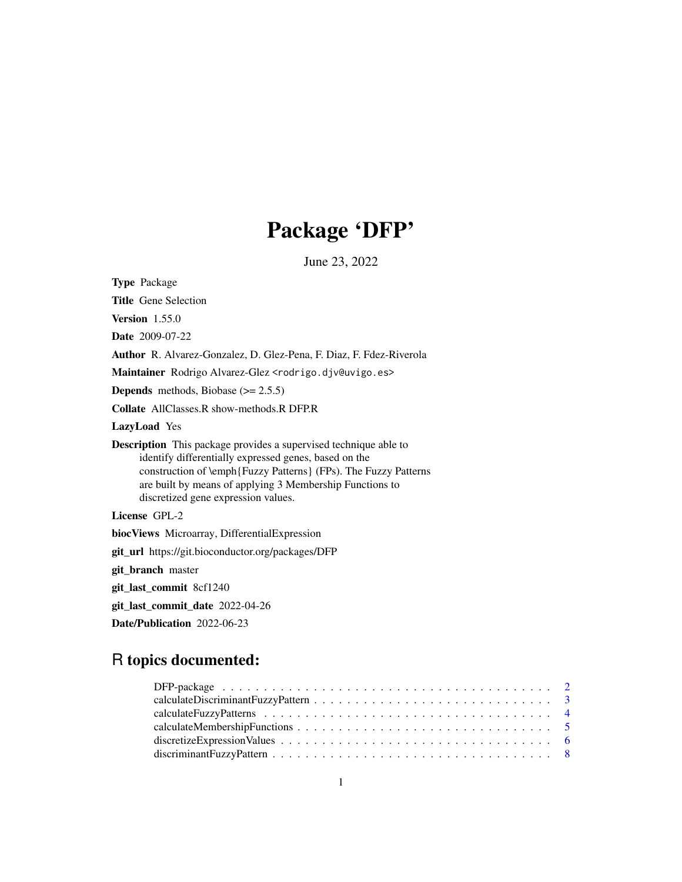# Package 'DFP'

June 23, 2022

**Type** Package

**Title** Gene Selection

**Version** 1.55.0

**Date** 2009-07-22

**Author** R. Alvarez-Gonzalez, D. Glez-Pena, F. Diaz, F. Fdez-Riverola

**Maintainer** Rodrigo Alvarez-Glez <rodrigo.djv@uvigo.es>

**Depends** methods, Biobase (>= 2.5.5)

**Collate** AllClasses.R show-methods.R DFP.R

**LazyLoad** Yes

**Description** This package provides a supervised technique able to identify differentially expressed genes, based on the construction of \emph{Fuzzy Patterns} (FPs). The Fuzzy Patterns are built by means of applying 3 Membership Functions to discretized gene expression values.

**License** GPL-2

**biocViews** Microarray, DifferentialExpression

**git_url** https://git.bioconductor.org/packages/DFP

**git_branch** master

**git_last_commit** 8cf1240

**git_last_commit_date** 2022-04-26

**Date/Publication** 2022-06-23

## R topics documented:

DFP-package . . . . . . . . . . . . . . . . . . . . . . . . . . . . . . . . . . . . . . . . 2
calculateDiscriminantFuzzyPattern . . . . . . . . . . . . . . . . . . . . . . . . . . . . 3
calculateFuzzyPatterns . . . . . . . . . . . . . . . . . . . . . . . . . . . . . . . . . . 4
calculateMembershipFunctions . . . . . . . . . . . . . . . . . . . . . . . . . . . . . . 5
discretizeExpressionValues . . . . . . . . . . . . . . . . . . . . . . . . . . . . . . . . 6
discriminantFuzzyPattern . . . . . . . . . . . . . . . . . . . . . . . . . . . . . . . . . 8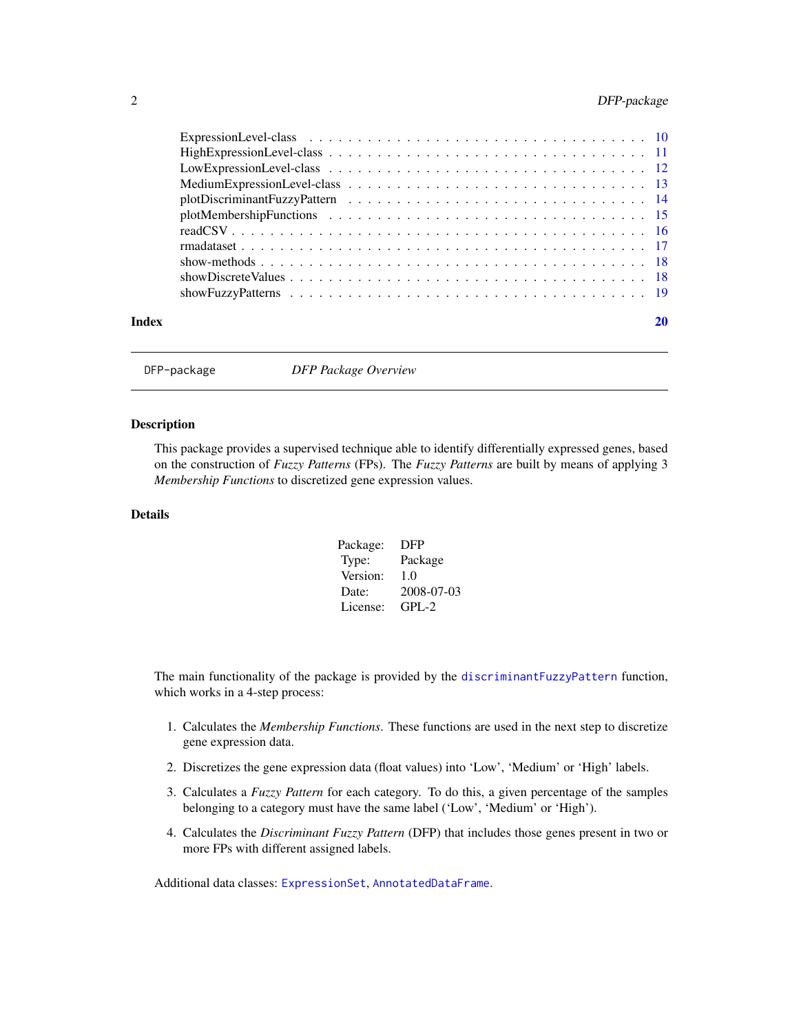ExpressionLevel-class . . . . . . . . . . . . . . . . . . . . . . . . . . . . . . . . . . . 10
HighExpressionLevel-class . . . . . . . . . . . . . . . . . . . . . . . . . . . . . . . . . 11
LowExpressionLevel-class . . . . . . . . . . . . . . . . . . . . . . . . . . . . . . . . . 12
MediumExpressionLevel-class . . . . . . . . . . . . . . . . . . . . . . . . . . . . . . . 13
plotDiscriminantFuzzyPattern . . . . . . . . . . . . . . . . . . . . . . . . . . . . . . . 14
plotMembershipFunctions . . . . . . . . . . . . . . . . . . . . . . . . . . . . . . . . . . 15
readCSV . . . . . . . . . . . . . . . . . . . . . . . . . . . . . . . . . . . . . . . . . . . 16
rmadataset . . . . . . . . . . . . . . . . . . . . . . . . . . . . . . . . . . . . . . . . . 17
show-methods . . . . . . . . . . . . . . . . . . . . . . . . . . . . . . . . . . . . . . . 18
showDiscreteValues . . . . . . . . . . . . . . . . . . . . . . . . . . . . . . . . . . . . 18
showFuzzyPatterns . . . . . . . . . . . . . . . . . . . . . . . . . . . . . . . . . . . . . 19

**Index** **20**

---

`DFP-package` *DFP Package Overview*

---

### Description

This package provides a supervised technique able to identify differentially expressed genes, based on the construction of *Fuzzy Patterns* (FPs). The *Fuzzy Patterns* are built by means of applying 3 *Membership Functions* to discretized gene expression values.

### Details

| | |
|---|---|
| Package: | DFP |
| Type: | Package |
| Version: | 1.0 |
| Date: | 2008-07-03 |
| License: | GPL-2 |

The main functionality of the package is provided by the `discriminantFuzzyPattern` function, which works in a 4-step process:

1. Calculates the *Membership Functions*. These functions are used in the next step to discretize gene expression data.
2. Discretizes the gene expression data (float values) into 'Low', 'Medium' or 'High' labels.
3. Calculates a *Fuzzy Pattern* for each category. To do this, a given percentage of the samples belonging to a category must have the same label ('Low', 'Medium' or 'High').
4. Calculates the *Discriminant Fuzzy Pattern* (DFP) that includes those genes present in two or more FPs with different assigned labels.

Additional data classes: `ExpressionSet`, `AnnotatedDataFrame`.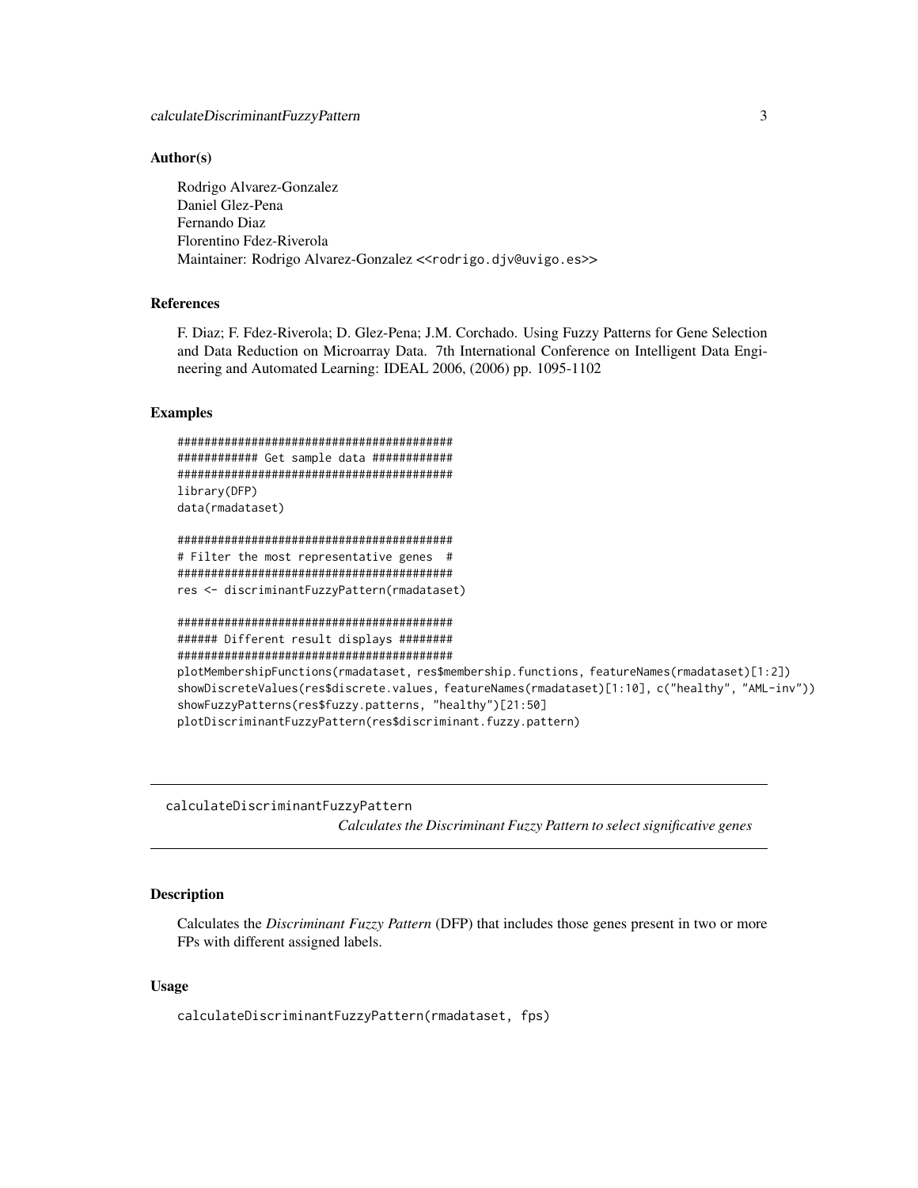### Author(s)

Rodrigo Alvarez-Gonzalez
Daniel Glez-Pena
Fernando Diaz
Florentino Fdez-Riverola
Maintainer: Rodrigo Alvarez-Gonzalez <<rodrigo.djv@uvigo.es>>

### References

F. Diaz; F. Fdez-Riverola; D. Glez-Pena; J.M. Corchado. Using Fuzzy Patterns for Gene Selection and Data Reduction on Microarray Data. 7th International Conference on Intelligent Data Engineering and Automated Learning: IDEAL 2006, (2006) pp. 1095-1102

### Examples

```
##########################################
############ Get sample data ############
##########################################
library(DFP)
data(rmadataset)

##########################################
# Filter the most representative genes  #
##########################################
res <- discriminantFuzzyPattern(rmadataset)

##########################################
###### Different result displays ########
##########################################
plotMembershipFunctions(rmadataset, res$membership.functions, featureNames(rmadataset)[1:2])
showDiscreteValues(res$discrete.values, featureNames(rmadataset)[1:10], c("healthy", "AML-inv"))
showFuzzyPatterns(res$fuzzy.patterns, "healthy")[21:50]
plotDiscriminantFuzzyPattern(res$discriminant.fuzzy.pattern)
```

---

## calculateDiscriminantFuzzyPattern

*Calculates the Discriminant Fuzzy Pattern to select significative genes*

---

### Description

Calculates the *Discriminant Fuzzy Pattern* (DFP) that includes those genes present in two or more FPs with different assigned labels.

### Usage

```
calculateDiscriminantFuzzyPattern(rmadataset, fps)
```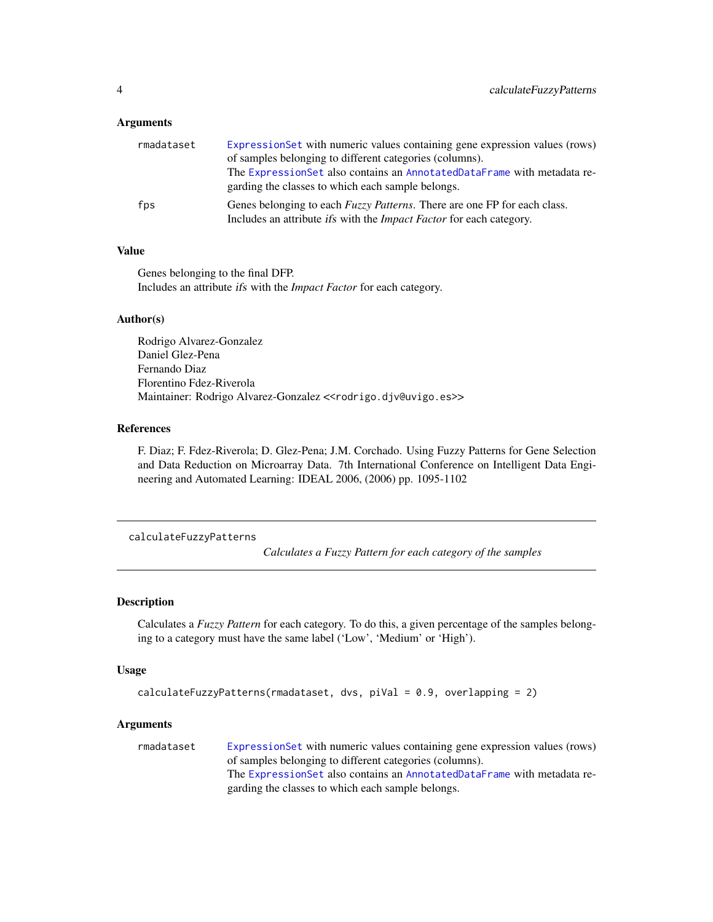### Arguments

| | |
|---|---|
| rmadataset | ExpressionSet with numeric values containing gene expression values (rows) of samples belonging to different categories (columns).<br>The ExpressionSet also contains an AnnotatedDataFrame with metadata regarding the classes to which each sample belongs. |
| fps | Genes belonging to each *Fuzzy Patterns*. There are one FP for each class.<br>Includes an attribute *ifs* with the *Impact Factor* for each category. |

### Value

Genes belonging to the final DFP.
Includes an attribute *ifs* with the *Impact Factor* for each category.

### Author(s)

Rodrigo Alvarez-Gonzalez
Daniel Glez-Pena
Fernando Diaz
Florentino Fdez-Riverola
Maintainer: Rodrigo Alvarez-Gonzalez <<rodrigo.djv@uvigo.es>>

### References

F. Diaz; F. Fdez-Riverola; D. Glez-Pena; J.M. Corchado. Using Fuzzy Patterns for Gene Selection and Data Reduction on Microarray Data. 7th International Conference on Intelligent Data Engineering and Automated Learning: IDEAL 2006, (2006) pp. 1095-1102

---

## calculateFuzzyPatterns

*Calculates a Fuzzy Pattern for each category of the samples*

---

### Description

Calculates a *Fuzzy Pattern* for each category. To do this, a given percentage of the samples belonging to a category must have the same label ('Low', 'Medium' or 'High').

### Usage

```
calculateFuzzyPatterns(rmadataset, dvs, piVal = 0.9, overlapping = 2)
```

### Arguments

| | |
|---|---|
| rmadataset | ExpressionSet with numeric values containing gene expression values (rows) of samples belonging to different categories (columns).<br>The ExpressionSet also contains an AnnotatedDataFrame with metadata regarding the classes to which each sample belongs. |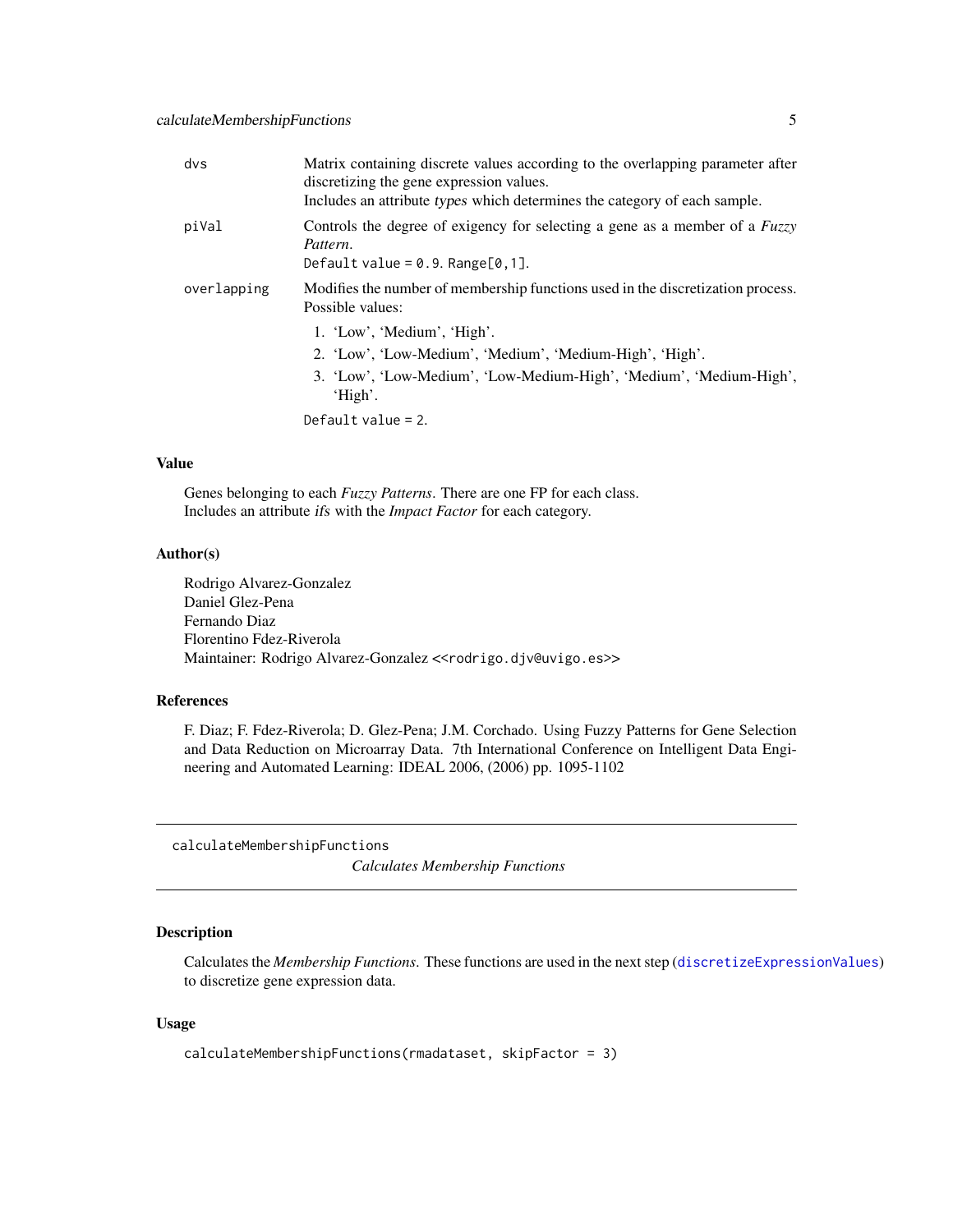| | |
|---|---|
| dvs | Matrix containing discrete values according to the overlapping parameter after discretizing the gene expression values.<br>Includes an attribute *types* which determines the category of each sample. |
| piVal | Controls the degree of exigency for selecting a gene as a member of a *Fuzzy Pattern*.<br>`Default value = 0.9. Range[0,1]`. |
| overlapping | Modifies the number of membership functions used in the discretization process. Possible values:<br>1. 'Low', 'Medium', 'High'.<br>2. 'Low', 'Low-Medium', 'Medium', 'Medium-High', 'High'.<br>3. 'Low', 'Low-Medium', 'Low-Medium-High', 'Medium', 'Medium-High', 'High'.<br>`Default value = 2`. |

### Value

Genes belonging to each *Fuzzy Patterns*. There are one FP for each class.
Includes an attribute *ifs* with the *Impact Factor* for each category.

### Author(s)

Rodrigo Alvarez-Gonzalez
Daniel Glez-Pena
Fernando Diaz
Florentino Fdez-Riverola
Maintainer: Rodrigo Alvarez-Gonzalez <`<rodrigo.djv@uvigo.es>`>

### References

F. Diaz; F. Fdez-Riverola; D. Glez-Pena; J.M. Corchado. Using Fuzzy Patterns for Gene Selection and Data Reduction on Microarray Data. 7th International Conference on Intelligent Data Engineering and Automated Learning: IDEAL 2006, (2006) pp. 1095-1102

---

## calculateMembershipFunctions *Calculates Membership Functions*

### Description

Calculates the *Membership Functions*. These functions are used in the next step (`discretizeExpressionValues`) to discretize gene expression data.

### Usage

```
calculateMembershipFunctions(rmadataset, skipFactor = 3)
```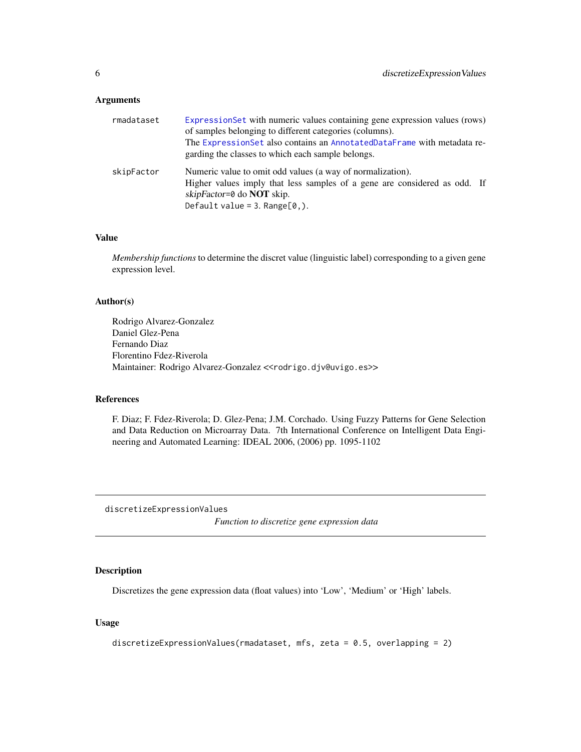## Arguments

rmadataset
: `ExpressionSet` with numeric values containing gene expression values (rows) of samples belonging to different categories (columns).
  The `ExpressionSet` also contains an `AnnotatedDataFrame` with metadata regarding the classes to which each sample belongs.

skipFactor
: Numeric value to omit odd values (a way of normalization).
  Higher values imply that less samples of a gene are considered as odd. If *skipFactor*=`0` do **NOT** skip.
  `Default value = 3. Range[0,).`

## Value

*Membership functions* to determine the discret value (linguistic label) corresponding to a given gene expression level.

## Author(s)

Rodrigo Alvarez-Gonzalez
Daniel Glez-Pena
Fernando Diaz
Florentino Fdez-Riverola
Maintainer: Rodrigo Alvarez-Gonzalez <`<rodrigo.djv@uvigo.es>`>

## References

F. Diaz; F. Fdez-Riverola; D. Glez-Pena; J.M. Corchado. Using Fuzzy Patterns for Gene Selection and Data Reduction on Microarray Data. 7th International Conference on Intelligent Data Engineering and Automated Learning: IDEAL 2006, (2006) pp. 1095-1102

---

# discretizeExpressionValues

*Function to discretize gene expression data*

---

## Description

Discretizes the gene expression data (float values) into 'Low', 'Medium' or 'High' labels.

## Usage

```
discretizeExpressionValues(rmadataset, mfs, zeta = 0.5, overlapping = 2)
```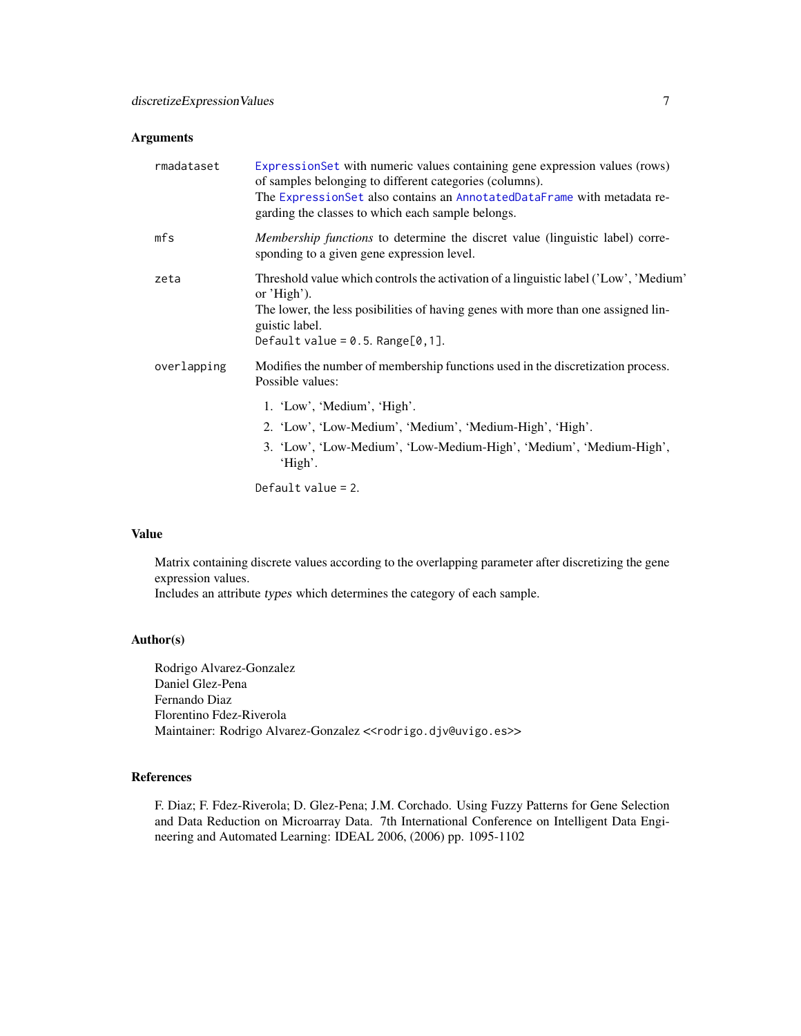## Arguments

`rmadataset` — `ExpressionSet` with numeric values containing gene expression values (rows) of samples belonging to different categories (columns).
The `ExpressionSet` also contains an `AnnotatedDataFrame` with metadata regarding the classes to which each sample belongs.

`mfs` — *Membership functions* to determine the discret value (linguistic label) corresponding to a given gene expression level.

`zeta` — Threshold value which controls the activation of a linguistic label ('Low', 'Medium' or 'High').
The lower, the less posibilities of having genes with more than one assigned linguistic label.
`Default value = 0.5. Range[0,1].`

`overlapping` — Modifies the number of membership functions used in the discretization process. Possible values:

1. 'Low', 'Medium', 'High'.
2. 'Low', 'Low-Medium', 'Medium', 'Medium-High', 'High'.
3. 'Low', 'Low-Medium', 'Low-Medium-High', 'Medium', 'Medium-High', 'High'.

`Default value = 2.`

## Value

Matrix containing discrete values according to the overlapping parameter after discretizing the gene expression values.
Includes an attribute *types* which determines the category of each sample.

## Author(s)

Rodrigo Alvarez-Gonzalez
Daniel Glez-Pena
Fernando Diaz
Florentino Fdez-Riverola
Maintainer: Rodrigo Alvarez-Gonzalez <<`rodrigo.djv@uvigo.es`>>

## References

F. Diaz; F. Fdez-Riverola; D. Glez-Pena; J.M. Corchado. Using Fuzzy Patterns for Gene Selection and Data Reduction on Microarray Data. 7th International Conference on Intelligent Data Engineering and Automated Learning: IDEAL 2006, (2006) pp. 1095-1102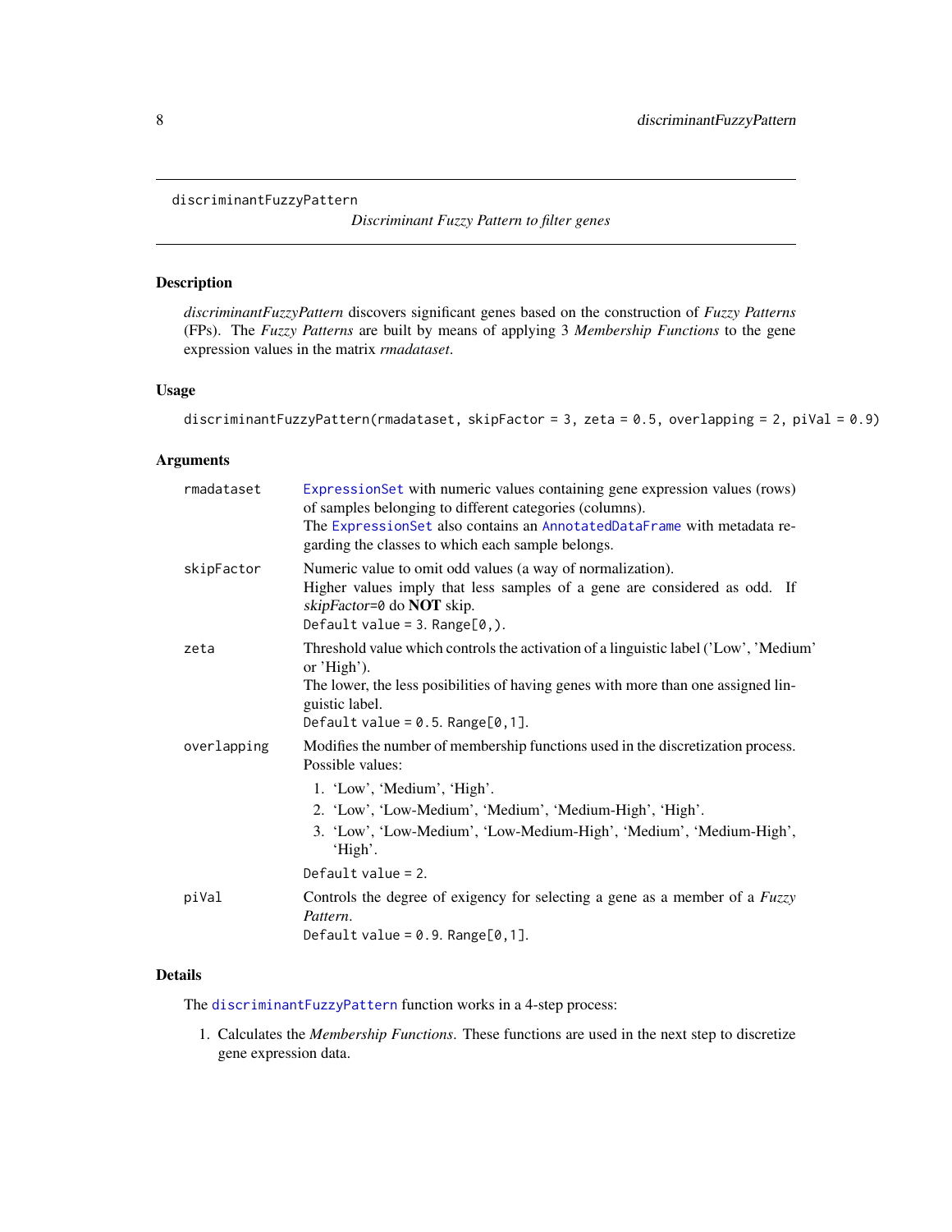discriminantFuzzyPattern

*Discriminant Fuzzy Pattern to filter genes*

## Description

*discriminantFuzzyPattern* discovers significant genes based on the construction of *Fuzzy Patterns* (FPs). The *Fuzzy Patterns* are built by means of applying 3 *Membership Functions* to the gene expression values in the matrix *rmadataset*.

## Usage

```
discriminantFuzzyPattern(rmadataset, skipFactor = 3, zeta = 0.5, overlapping = 2, piVal = 0.9)
```

## Arguments

`rmadataset`
: `ExpressionSet` with numeric values containing gene expression values (rows) of samples belonging to different categories (columns).
  The `ExpressionSet` also contains an `AnnotatedDataFrame` with metadata regarding the classes to which each sample belongs.

`skipFactor`
: Numeric value to omit odd values (a way of normalization).
  Higher values imply that less samples of a gene are considered as odd. If *skipFactor*=`0` do **NOT** skip.
  `Default value = 3. Range[0,).`

`zeta`
: Threshold value which controls the activation of a linguistic label ('Low', 'Medium' or 'High').
  The lower, the less posibilities of having genes with more than one assigned linguistic label.
  `Default value = 0.5. Range[0,1].`

`overlapping`
: Modifies the number of membership functions used in the discretization process. Possible values:
  1. 'Low', 'Medium', 'High'.
  2. 'Low', 'Low-Medium', 'Medium', 'Medium-High', 'High'.
  3. 'Low', 'Low-Medium', 'Low-Medium-High', 'Medium', 'Medium-High', 'High'.

  `Default value = 2.`

`piVal`
: Controls the degree of exigency for selecting a gene as a member of a *Fuzzy Pattern*.
  `Default value = 0.9. Range[0,1].`

## Details

The `discriminantFuzzyPattern` function works in a 4-step process:

1. Calculates the *Membership Functions*. These functions are used in the next step to discretize gene expression data.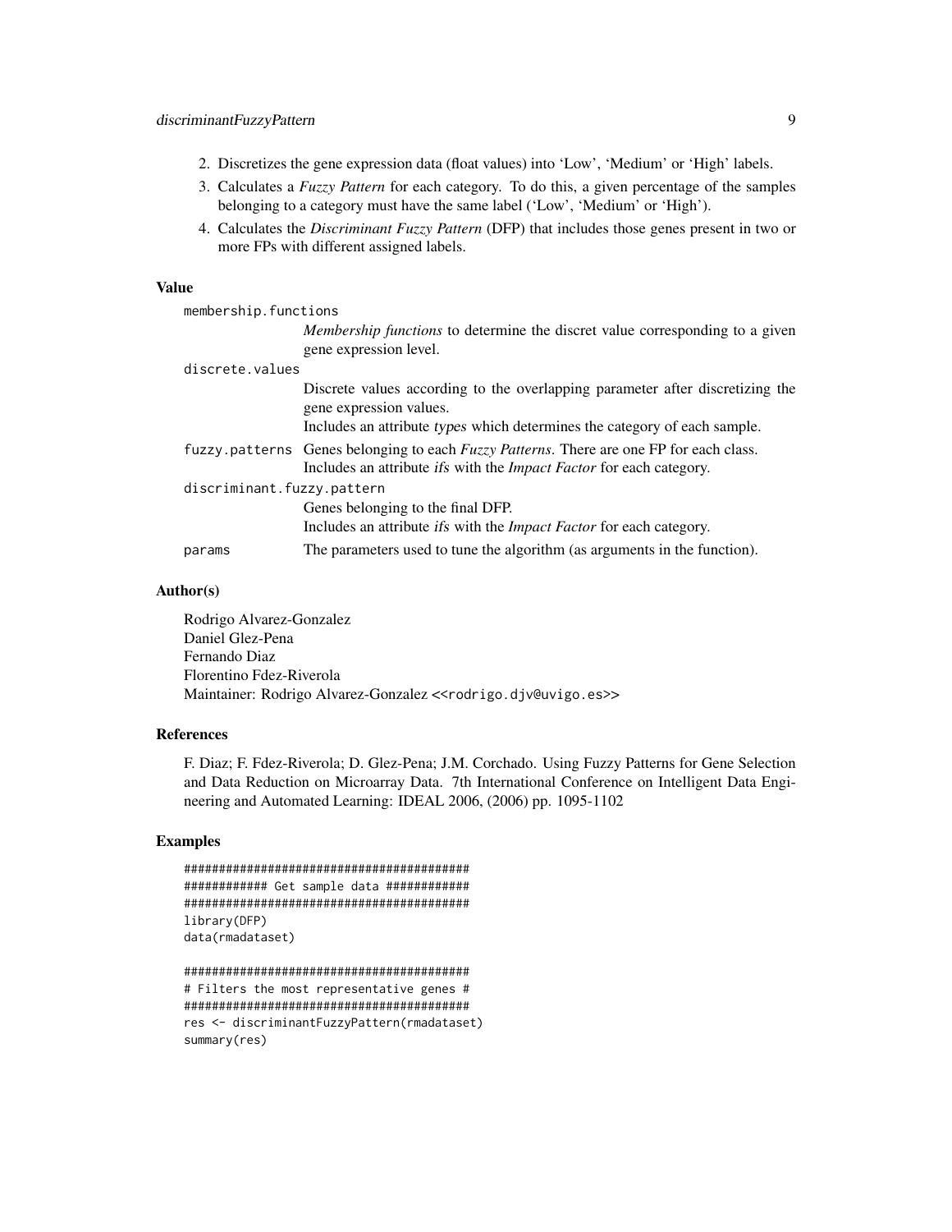2. Discretizes the gene expression data (float values) into 'Low', 'Medium' or 'High' labels.
3. Calculates a *Fuzzy Pattern* for each category. To do this, a given percentage of the samples belonging to a category must have the same label ('Low', 'Medium' or 'High').
4. Calculates the *Discriminant Fuzzy Pattern* (DFP) that includes those genes present in two or more FPs with different assigned labels.

## Value

`membership.functions`
: *Membership functions* to determine the discret value corresponding to a given gene expression level.

`discrete.values`
: Discrete values according to the overlapping parameter after discretizing the gene expression values.
  Includes an attribute *types* which determines the category of each sample.

`fuzzy.patterns`
: Genes belonging to each *Fuzzy Patterns*. There are one FP for each class.
  Includes an attribute *ifs* with the *Impact Factor* for each category.

`discriminant.fuzzy.pattern`
: Genes belonging to the final DFP.
  Includes an attribute *ifs* with the *Impact Factor* for each category.

`params`
: The parameters used to tune the algorithm (as arguments in the function).

## Author(s)

Rodrigo Alvarez-Gonzalez
Daniel Glez-Pena
Fernando Diaz
Florentino Fdez-Riverola
Maintainer: Rodrigo Alvarez-Gonzalez <<rodrigo.djv@uvigo.es>>

## References

F. Diaz; F. Fdez-Riverola; D. Glez-Pena; J.M. Corchado. Using Fuzzy Patterns for Gene Selection and Data Reduction on Microarray Data. 7th International Conference on Intelligent Data Engineering and Automated Learning: IDEAL 2006, (2006) pp. 1095-1102

## Examples

```
##########################################
############ Get sample data ############
##########################################
library(DFP)
data(rmadataset)

##########################################
# Filters the most representative genes #
##########################################
res <- discriminantFuzzyPattern(rmadataset)
summary(res)
```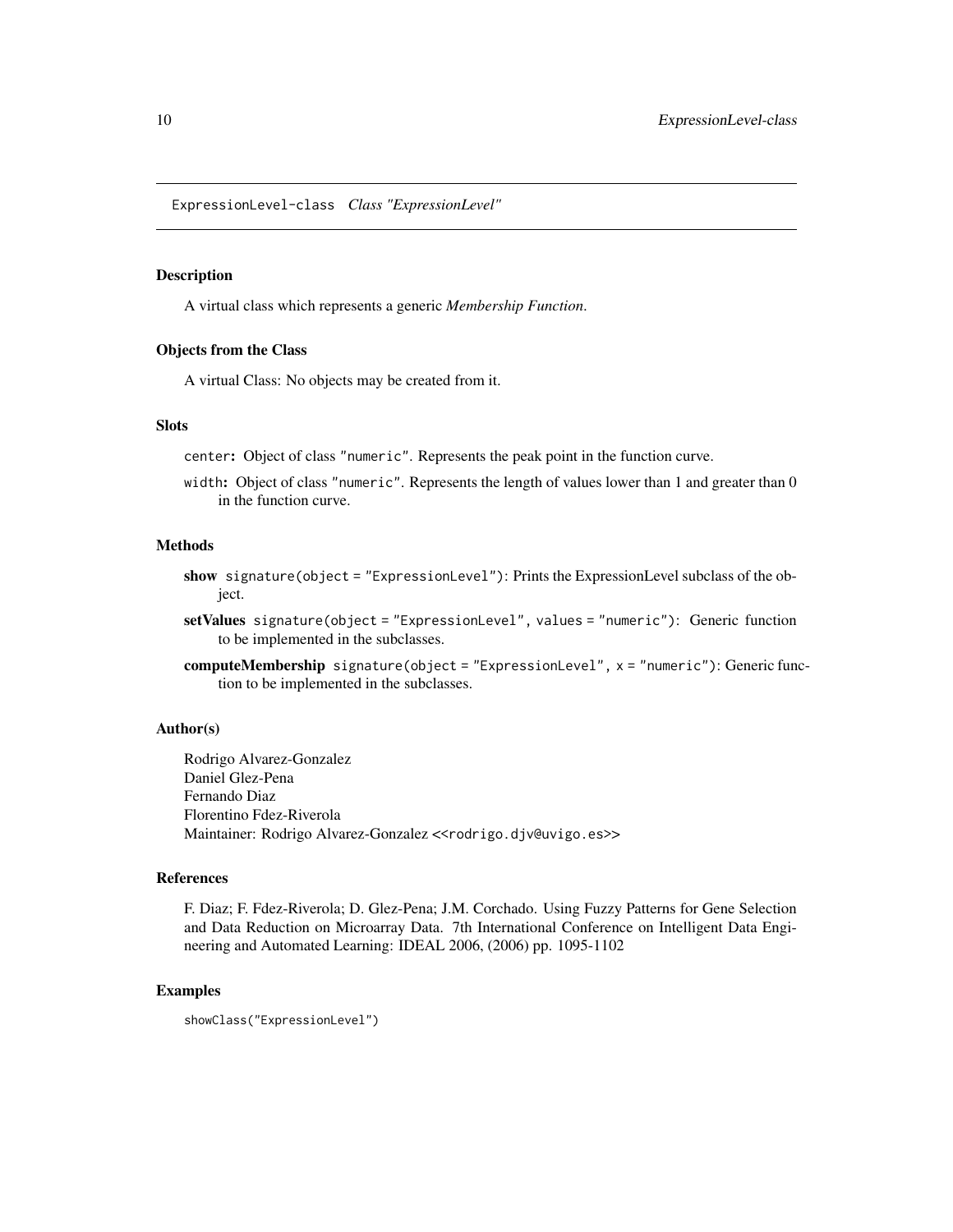# ExpressionLevel-class *Class "ExpressionLevel"*

## Description

A virtual class which represents a generic *Membership Function*.

## Objects from the Class

A virtual Class: No objects may be created from it.

## Slots

`center`: Object of class "numeric". Represents the peak point in the function curve.

`width`: Object of class "numeric". Represents the length of values lower than 1 and greater than 0 in the function curve.

## Methods

**show** `signature(object = "ExpressionLevel")`: Prints the ExpressionLevel subclass of the object.

**setValues** `signature(object = "ExpressionLevel", values = "numeric")`: Generic function to be implemented in the subclasses.

**computeMembership** `signature(object = "ExpressionLevel", x = "numeric")`: Generic function to be implemented in the subclasses.

## Author(s)

Rodrigo Alvarez-Gonzalez
Daniel Glez-Pena
Fernando Diaz
Florentino Fdez-Riverola
Maintainer: Rodrigo Alvarez-Gonzalez <<rodrigo.djv@uvigo.es>>

## References

F. Diaz; F. Fdez-Riverola; D. Glez-Pena; J.M. Corchado. Using Fuzzy Patterns for Gene Selection and Data Reduction on Microarray Data. 7th International Conference on Intelligent Data Engineering and Automated Learning: IDEAL 2006, (2006) pp. 1095-1102

## Examples

```
showClass("ExpressionLevel")
```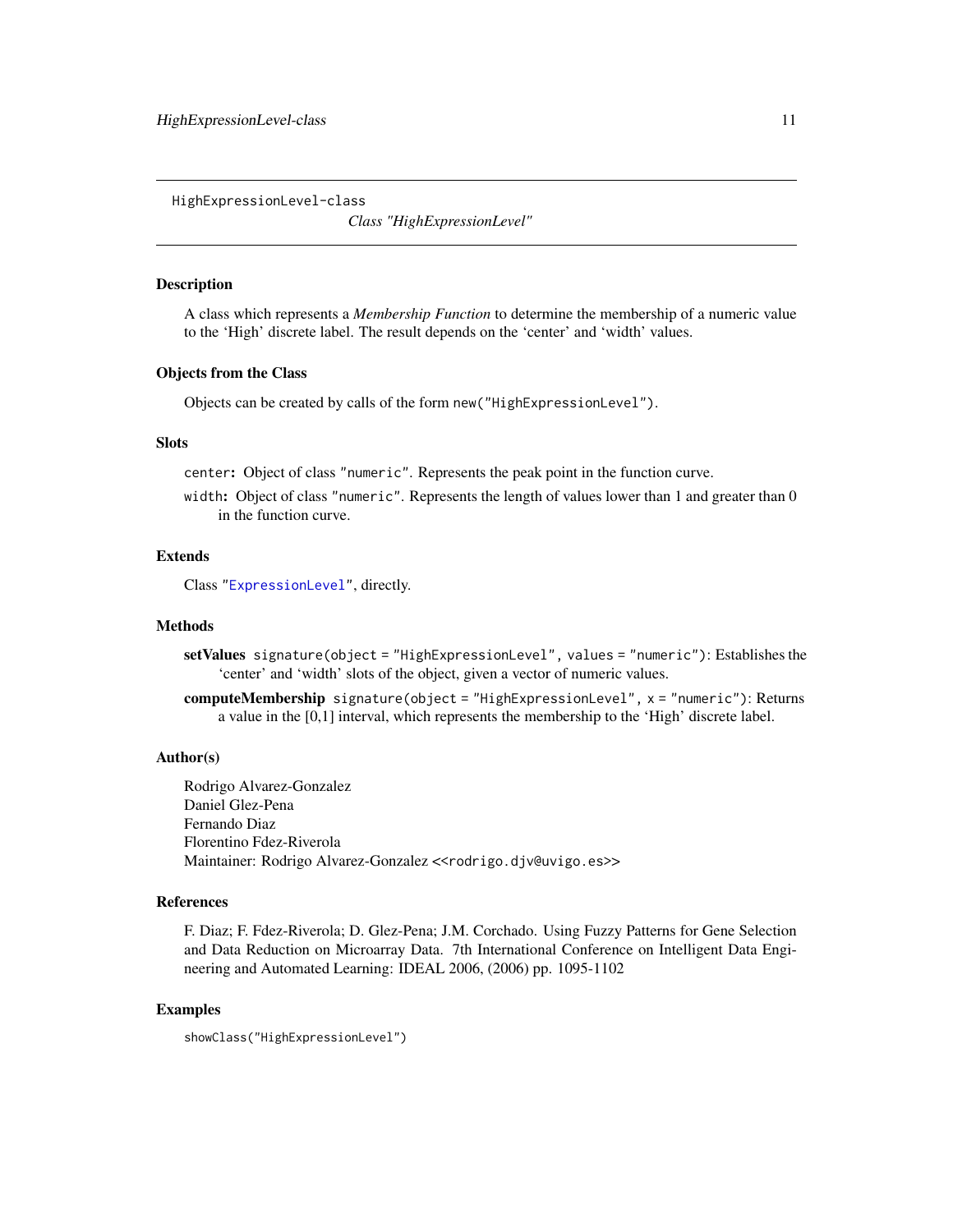HighExpressionLevel-class

*Class "HighExpressionLevel"*

## Description

A class which represents a *Membership Function* to determine the membership of a numeric value to the 'High' discrete label. The result depends on the 'center' and 'width' values.

## Objects from the Class

Objects can be created by calls of the form `new("HighExpressionLevel")`.

## Slots

`center`**:** Object of class `"numeric"`. Represents the peak point in the function curve.

`width`**:** Object of class `"numeric"`. Represents the length of values lower than 1 and greater than 0 in the function curve.

## Extends

Class `"ExpressionLevel"`, directly.

## Methods

**setValues** `signature(object = "HighExpressionLevel", values = "numeric")`: Establishes the 'center' and 'width' slots of the object, given a vector of numeric values.

**computeMembership** `signature(object = "HighExpressionLevel", x = "numeric")`: Returns a value in the [0,1] interval, which represents the membership to the 'High' discrete label.

## Author(s)

Rodrigo Alvarez-Gonzalez
Daniel Glez-Pena
Fernando Diaz
Florentino Fdez-Riverola
Maintainer: Rodrigo Alvarez-Gonzalez <<rodrigo.djv@uvigo.es>>

## References

F. Diaz; F. Fdez-Riverola; D. Glez-Pena; J.M. Corchado. Using Fuzzy Patterns for Gene Selection and Data Reduction on Microarray Data. 7th International Conference on Intelligent Data Engineering and Automated Learning: IDEAL 2006, (2006) pp. 1095-1102

## Examples

```
showClass("HighExpressionLevel")
```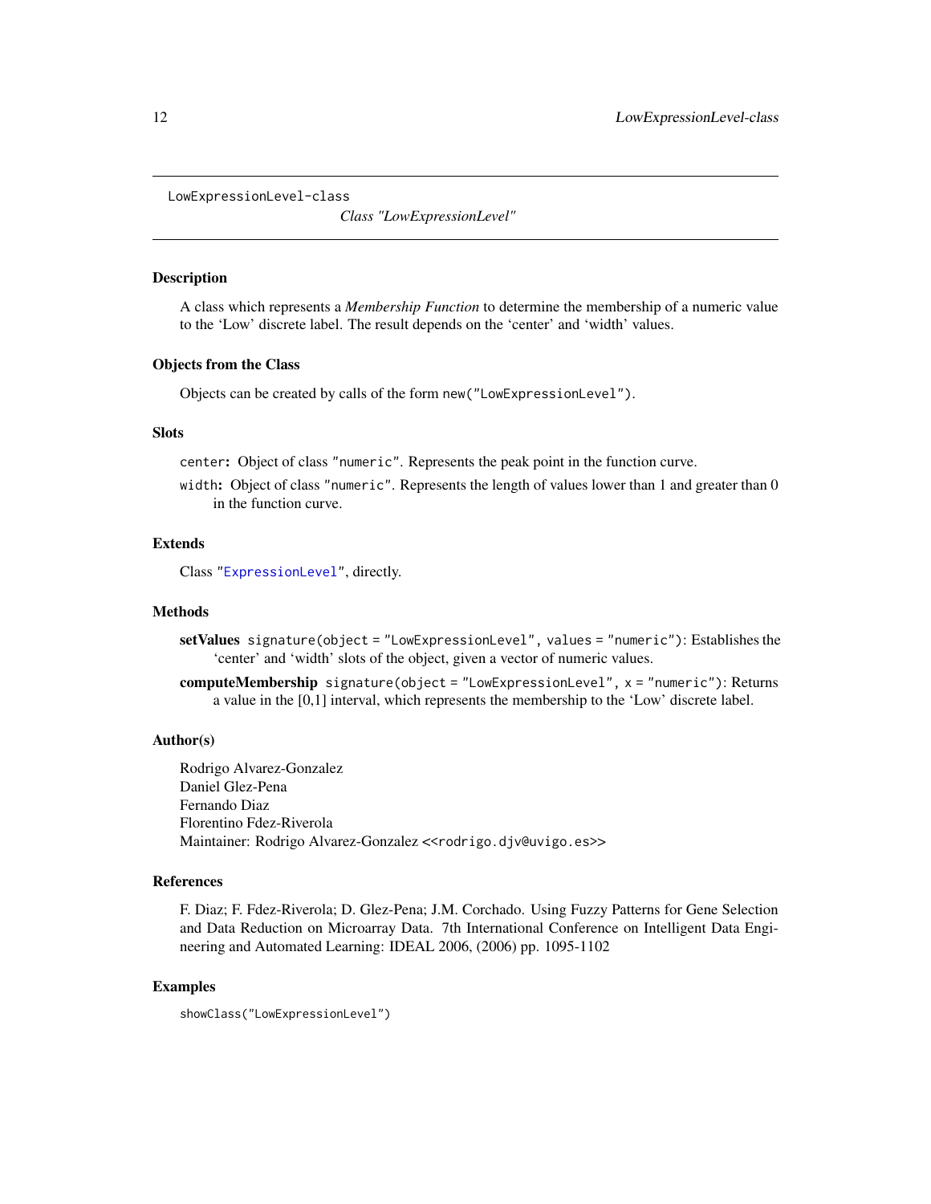LowExpressionLevel-class

# *Class "LowExpressionLevel"*

## Description

A class which represents a *Membership Function* to determine the membership of a numeric value to the 'Low' discrete label. The result depends on the 'center' and 'width' values.

## Objects from the Class

Objects can be created by calls of the form `new("LowExpressionLevel")`.

## Slots

`center`**:** Object of class `"numeric"`. Represents the peak point in the function curve.

`width`**:** Object of class `"numeric"`. Represents the length of values lower than 1 and greater than 0 in the function curve.

## Extends

Class `"ExpressionLevel"`, directly.

## Methods

**setValues** `signature(object = "LowExpressionLevel", values = "numeric")`: Establishes the 'center' and 'width' slots of the object, given a vector of numeric values.

**computeMembership** `signature(object = "LowExpressionLevel", x = "numeric")`: Returns a value in the [0,1] interval, which represents the membership to the 'Low' discrete label.

## Author(s)

Rodrigo Alvarez-Gonzalez
Daniel Glez-Pena
Fernando Diaz
Florentino Fdez-Riverola
Maintainer: Rodrigo Alvarez-Gonzalez <<rodrigo.djv@uvigo.es>>

## References

F. Diaz; F. Fdez-Riverola; D. Glez-Pena; J.M. Corchado. Using Fuzzy Patterns for Gene Selection and Data Reduction on Microarray Data. 7th International Conference on Intelligent Data Engineering and Automated Learning: IDEAL 2006, (2006) pp. 1095-1102

## Examples

```
showClass("LowExpressionLevel")
```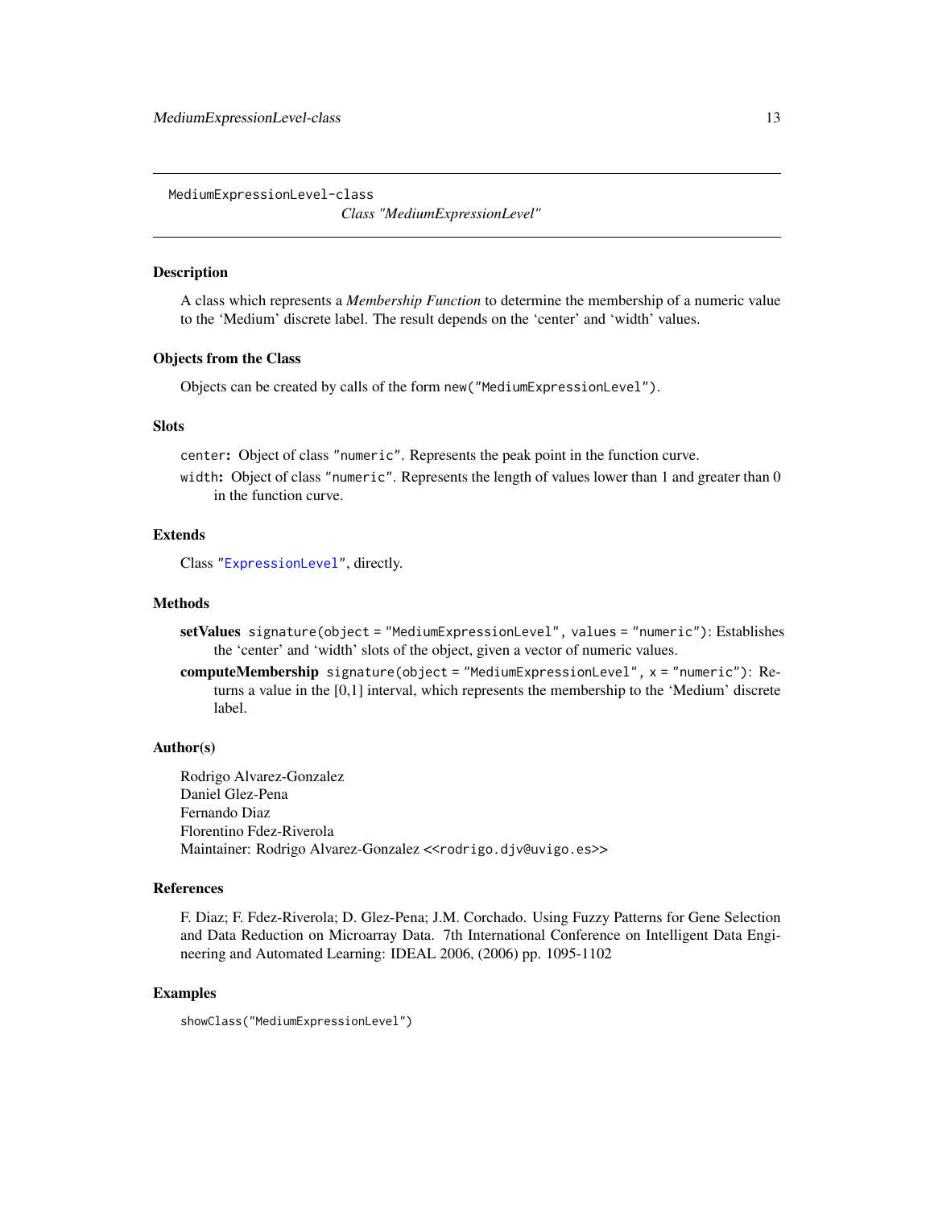MediumExpressionLevel-class

*Class "MediumExpressionLevel"*

## Description

A class which represents a *Membership Function* to determine the membership of a numeric value to the 'Medium' discrete label. The result depends on the 'center' and 'width' values.

## Objects from the Class

Objects can be created by calls of the form `new("MediumExpressionLevel")`.

## Slots

`center`: Object of class `"numeric"`. Represents the peak point in the function curve.

`width`: Object of class `"numeric"`. Represents the length of values lower than 1 and greater than 0 in the function curve.

## Extends

Class `"ExpressionLevel"`, directly.

## Methods

**setValues** `signature(object = "MediumExpressionLevel", values = "numeric")`: Establishes the 'center' and 'width' slots of the object, given a vector of numeric values.

**computeMembership** `signature(object = "MediumExpressionLevel", x = "numeric")`: Returns a value in the [0,1] interval, which represents the membership to the 'Medium' discrete label.

## Author(s)

Rodrigo Alvarez-Gonzalez
Daniel Glez-Pena
Fernando Diaz
Florentino Fdez-Riverola
Maintainer: Rodrigo Alvarez-Gonzalez <<rodrigo.djv@uvigo.es>>

## References

F. Diaz; F. Fdez-Riverola; D. Glez-Pena; J.M. Corchado. Using Fuzzy Patterns for Gene Selection and Data Reduction on Microarray Data. 7th International Conference on Intelligent Data Engineering and Automated Learning: IDEAL 2006, (2006) pp. 1095-1102

## Examples

```
showClass("MediumExpressionLevel")
```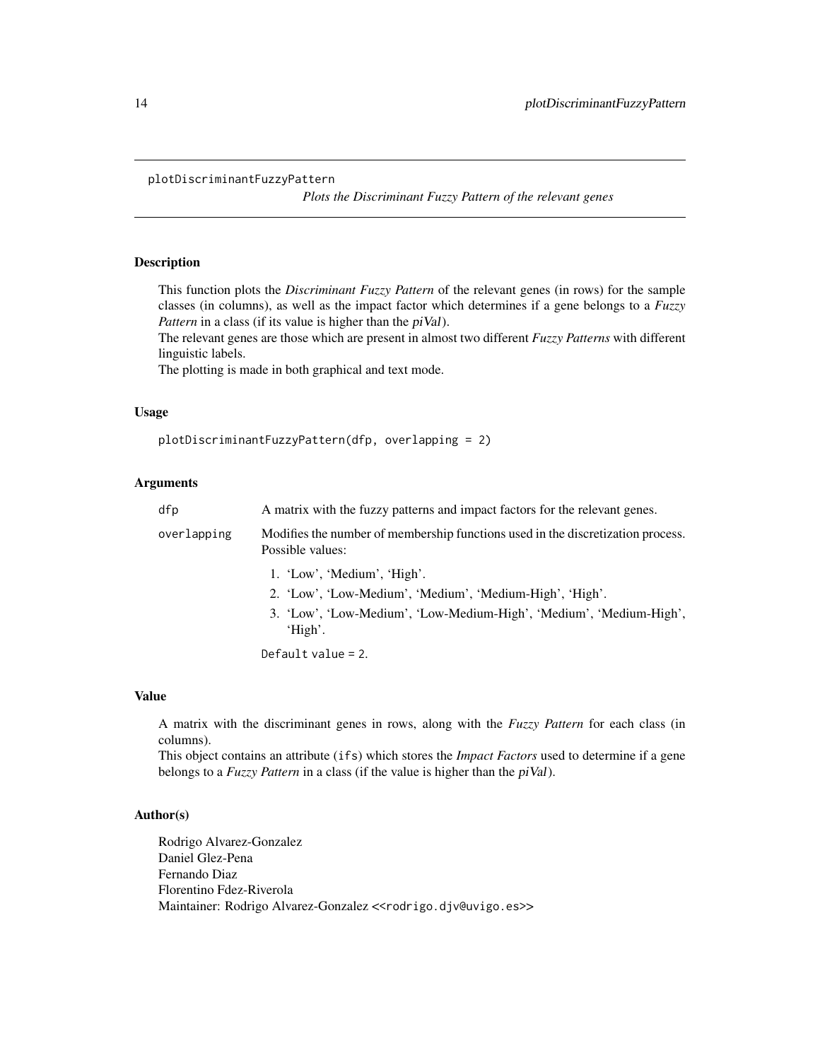plotDiscriminantFuzzyPattern

*Plots the Discriminant Fuzzy Pattern of the relevant genes*

## Description

This function plots the *Discriminant Fuzzy Pattern* of the relevant genes (in rows) for the sample classes (in columns), as well as the impact factor which determines if a gene belongs to a *Fuzzy Pattern* in a class (if its value is higher than the *piVal*).
The relevant genes are those which are present in almost two different *Fuzzy Patterns* with different linguistic labels.
The plotting is made in both graphical and text mode.

## Usage

```
plotDiscriminantFuzzyPattern(dfp, overlapping = 2)
```

## Arguments

- `dfp` A matrix with the fuzzy patterns and impact factors for the relevant genes.
- `overlapping` Modifies the number of membership functions used in the discretization process. Possible values:
  1. 'Low', 'Medium', 'High'.
  2. 'Low', 'Low-Medium', 'Medium', 'Medium-High', 'High'.
  3. 'Low', 'Low-Medium', 'Low-Medium-High', 'Medium', 'Medium-High', 'High'.

  Default value = 2.

## Value

A matrix with the discriminant genes in rows, along with the *Fuzzy Pattern* for each class (in columns).
This object contains an attribute (`ifs`) which stores the *Impact Factors* used to determine if a gene belongs to a *Fuzzy Pattern* in a class (if the value is higher than the *piVal*).

## Author(s)

Rodrigo Alvarez-Gonzalez
Daniel Glez-Pena
Fernando Diaz
Florentino Fdez-Riverola
Maintainer: Rodrigo Alvarez-Gonzalez <<rodrigo.djv@uvigo.es>>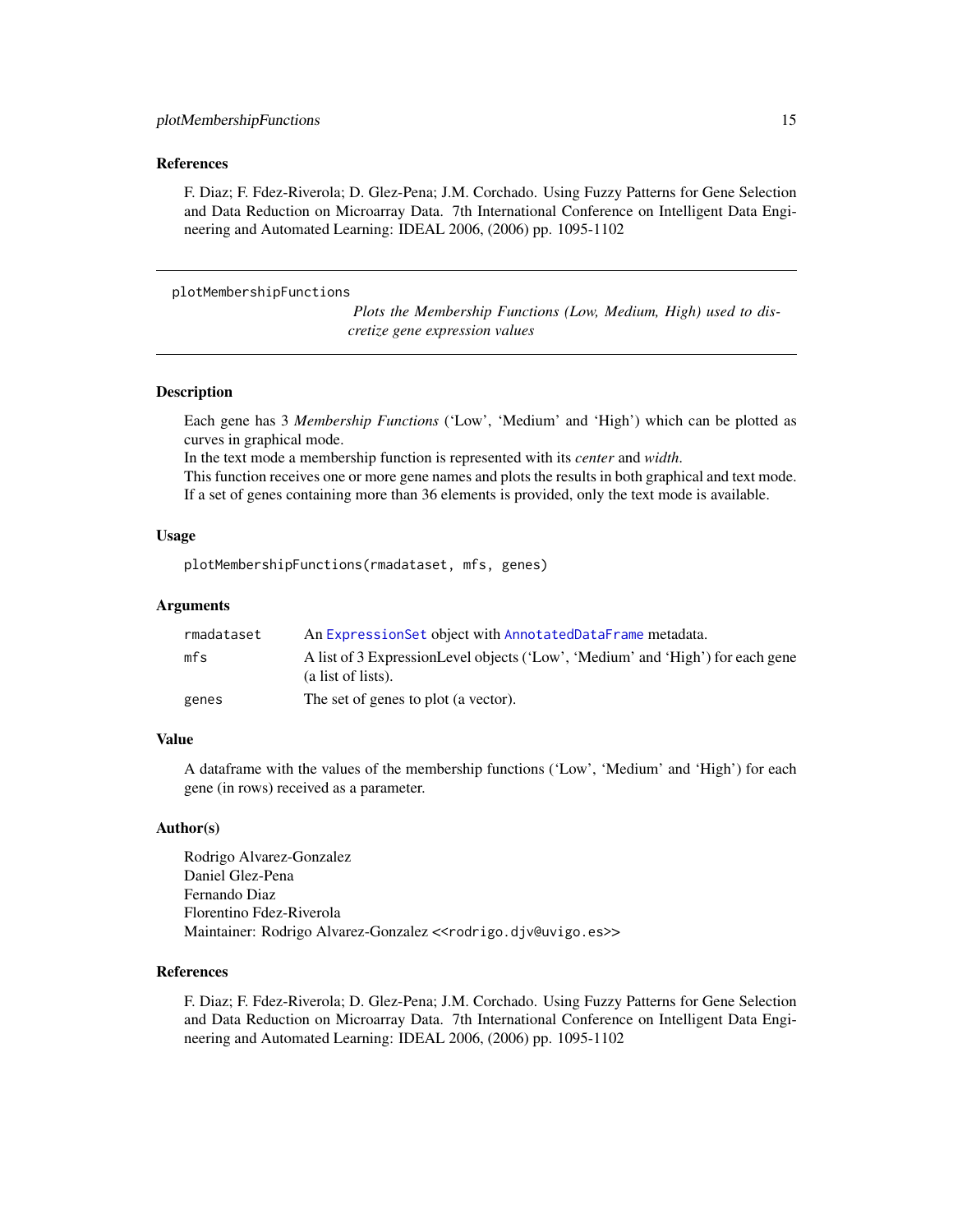### References

F. Diaz; F. Fdez-Riverola; D. Glez-Pena; J.M. Corchado. Using Fuzzy Patterns for Gene Selection and Data Reduction on Microarray Data. 7th International Conference on Intelligent Data Engineering and Automated Learning: IDEAL 2006, (2006) pp. 1095-1102

---

## plotMembershipFunctions

*Plots the Membership Functions (Low, Medium, High) used to discretize gene expression values*

---

### Description

Each gene has 3 *Membership Functions* ('Low', 'Medium' and 'High') which can be plotted as curves in graphical mode.
In the text mode a membership function is represented with its *center* and *width*.
This function receives one or more gene names and plots the results in both graphical and text mode.
If a set of genes containing more than 36 elements is provided, only the text mode is available.

### Usage

```
plotMembershipFunctions(rmadataset, mfs, genes)
```

### Arguments

| | |
|---|---|
| `rmadataset` | An `ExpressionSet` object with `AnnotatedDataFrame` metadata. |
| `mfs` | A list of 3 ExpressionLevel objects ('Low', 'Medium' and 'High') for each gene (a list of lists). |
| `genes` | The set of genes to plot (a vector). |

### Value

A dataframe with the values of the membership functions ('Low', 'Medium' and 'High') for each gene (in rows) received as a parameter.

### Author(s)

Rodrigo Alvarez-Gonzalez
Daniel Glez-Pena
Fernando Diaz
Florentino Fdez-Riverola
Maintainer: Rodrigo Alvarez-Gonzalez <<rodrigo.djv@uvigo.es>>

### References

F. Diaz; F. Fdez-Riverola; D. Glez-Pena; J.M. Corchado. Using Fuzzy Patterns for Gene Selection and Data Reduction on Microarray Data. 7th International Conference on Intelligent Data Engineering and Automated Learning: IDEAL 2006, (2006) pp. 1095-1102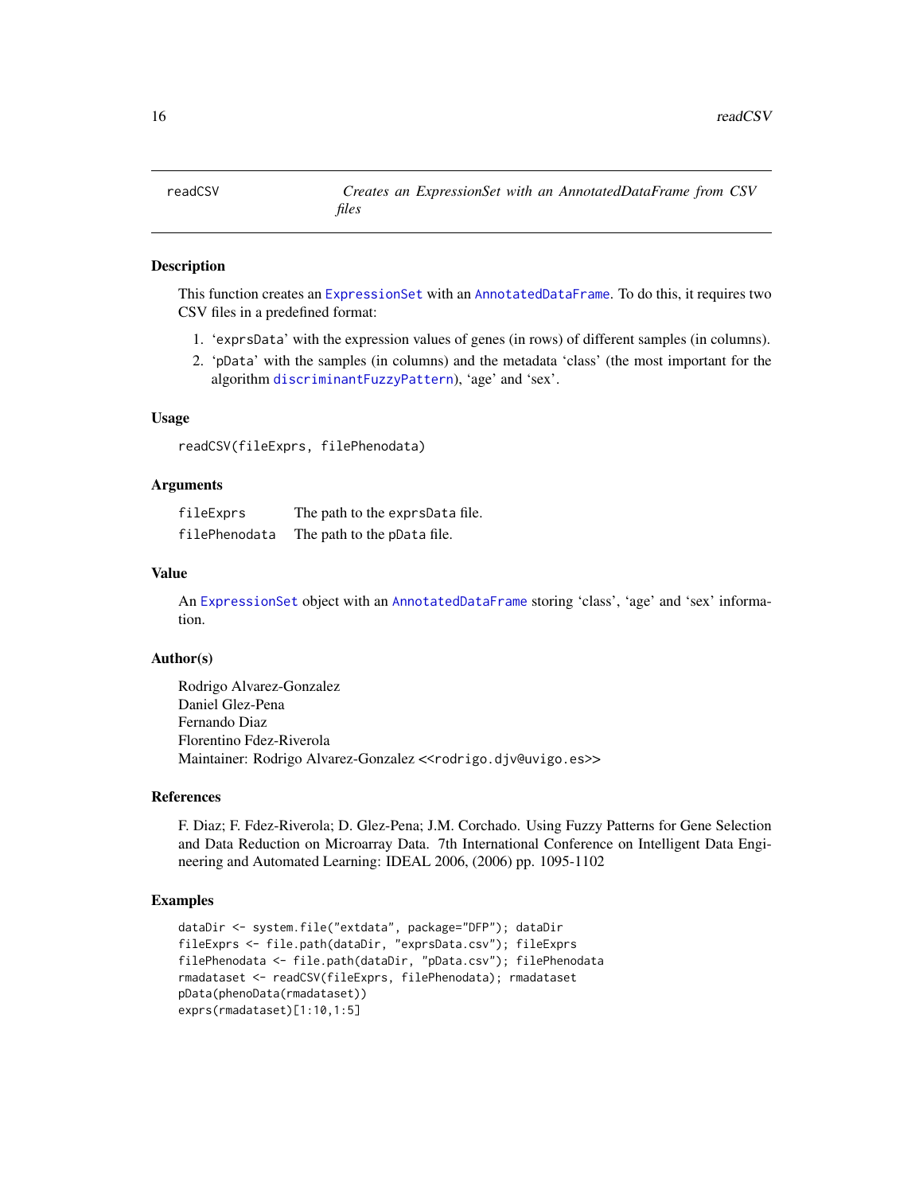# readCSV — *Creates an ExpressionSet with an AnnotatedDataFrame from CSV files*

## Description

This function creates an `ExpressionSet` with an `AnnotatedDataFrame`. To do this, it requires two CSV files in a predefined format:

1. '`exprsData`' with the expression values of genes (in rows) of different samples (in columns).
2. '`pData`' with the samples (in columns) and the metadata 'class' (the most important for the algorithm `discriminantFuzzyPattern`), 'age' and 'sex'.

## Usage

```
readCSV(fileExprs, filePhenodata)
```

## Arguments

| | |
|---|---|
| `fileExprs` | The path to the `exprsData` file. |
| `filePhenodata` | The path to the `pData` file. |

## Value

An `ExpressionSet` object with an `AnnotatedDataFrame` storing 'class', 'age' and 'sex' information.

## Author(s)

Rodrigo Alvarez-Gonzalez
Daniel Glez-Pena
Fernando Diaz
Florentino Fdez-Riverola
Maintainer: Rodrigo Alvarez-Gonzalez <`<rodrigo.djv@uvigo.es>`>

## References

F. Diaz; F. Fdez-Riverola; D. Glez-Pena; J.M. Corchado. Using Fuzzy Patterns for Gene Selection and Data Reduction on Microarray Data. 7th International Conference on Intelligent Data Engineering and Automated Learning: IDEAL 2006, (2006) pp. 1095-1102

## Examples

```
dataDir <- system.file("extdata", package="DFP"); dataDir
fileExprs <- file.path(dataDir, "exprsData.csv"); fileExprs
filePhenodata <- file.path(dataDir, "pData.csv"); filePhenodata
rmadataset <- readCSV(fileExprs, filePhenodata); rmadataset
pData(phenoData(rmadataset))
exprs(rmadataset)[1:10,1:5]
```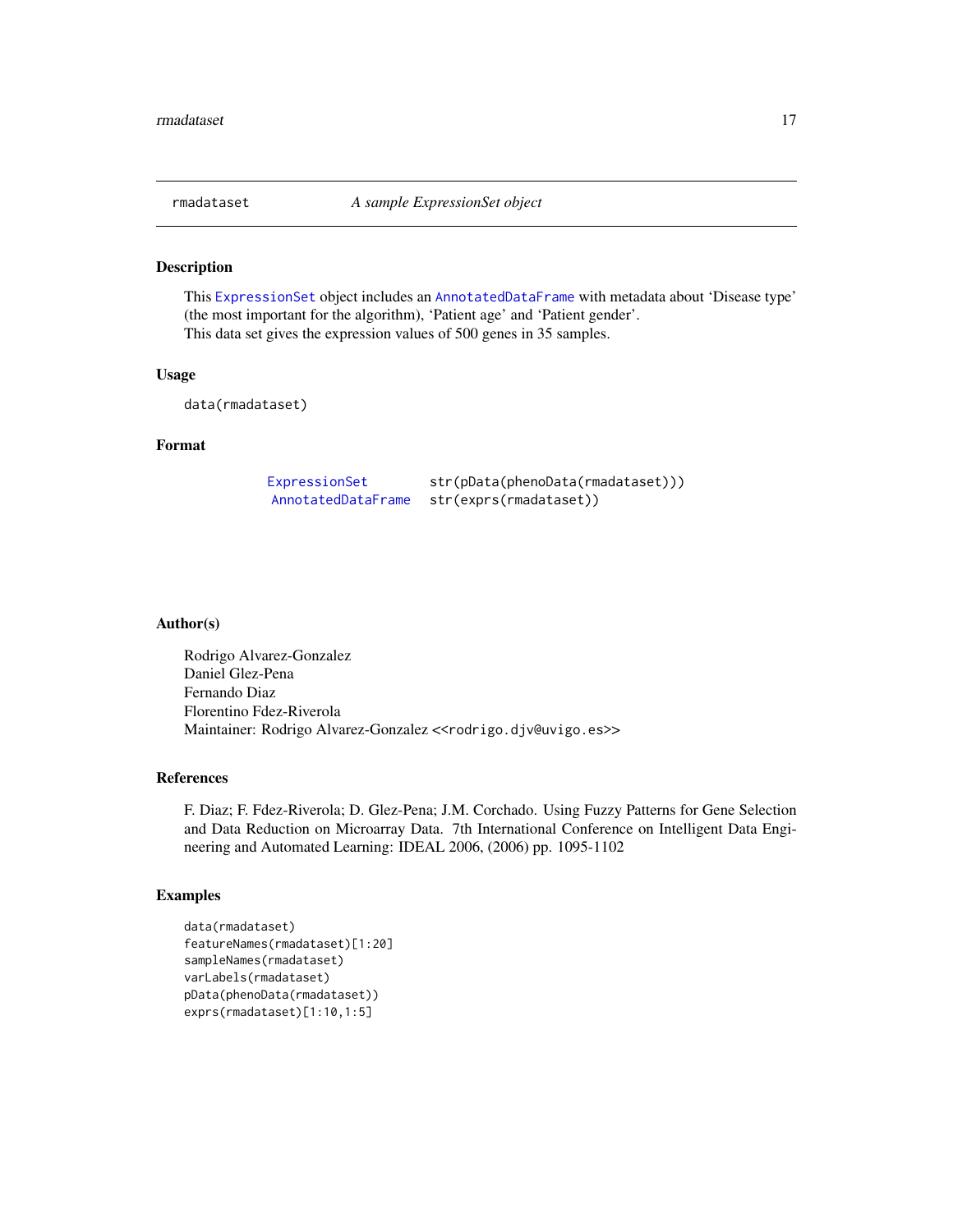rmadataset *A sample ExpressionSet object*

## Description

This ExpressionSet object includes an AnnotatedDataFrame with metadata about 'Disease type' (the most important for the algorithm), 'Patient age' and 'Patient gender'.
This data set gives the expression values of 500 genes in 35 samples.

## Usage

```
data(rmadataset)
```

## Format

| | |
|---|---|
| ExpressionSet | str(pData(phenoData(rmadataset))) |
| AnnotatedDataFrame | str(exprs(rmadataset)) |

## Author(s)

Rodrigo Alvarez-Gonzalez
Daniel Glez-Pena
Fernando Diaz
Florentino Fdez-Riverola
Maintainer: Rodrigo Alvarez-Gonzalez <<rodrigo.djv@uvigo.es>>

## References

F. Diaz; F. Fdez-Riverola; D. Glez-Pena; J.M. Corchado. Using Fuzzy Patterns for Gene Selection and Data Reduction on Microarray Data. 7th International Conference on Intelligent Data Engineering and Automated Learning: IDEAL 2006, (2006) pp. 1095-1102

## Examples

```
data(rmadataset)
featureNames(rmadataset)[1:20]
sampleNames(rmadataset)
varLabels(rmadataset)
pData(phenoData(rmadataset))
exprs(rmadataset)[1:10,1:5]
```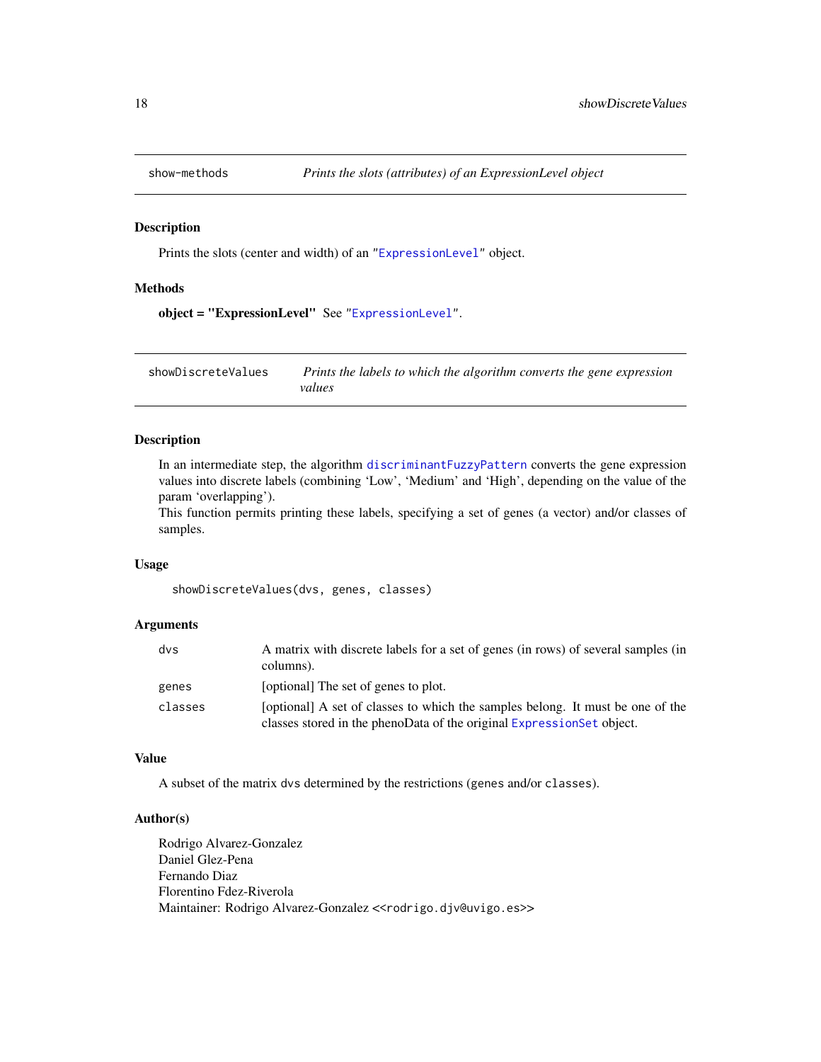## show-methods — *Prints the slots (attributes) of an ExpressionLevel object*

### Description

Prints the slots (center and width) of an "ExpressionLevel" object.

### Methods

**object = "ExpressionLevel"** See "ExpressionLevel".

## showDiscreteValues — *Prints the labels to which the algorithm converts the gene expression values*

### Description

In an intermediate step, the algorithm discriminantFuzzyPattern converts the gene expression values into discrete labels (combining 'Low', 'Medium' and 'High', depending on the value of the param 'overlapping').
This function permits printing these labels, specifying a set of genes (a vector) and/or classes of samples.

### Usage

```
showDiscreteValues(dvs, genes, classes)
```

### Arguments

| | |
|---|---|
| dvs | A matrix with discrete labels for a set of genes (in rows) of several samples (in columns). |
| genes | [optional] The set of genes to plot. |
| classes | [optional] A set of classes to which the samples belong. It must be one of the classes stored in the phenoData of the original ExpressionSet object. |

### Value

A subset of the matrix dvs determined by the restrictions (genes and/or classes).

### Author(s)

Rodrigo Alvarez-Gonzalez
Daniel Glez-Pena
Fernando Diaz
Florentino Fdez-Riverola
Maintainer: Rodrigo Alvarez-Gonzalez <<rodrigo.djv@uvigo.es>>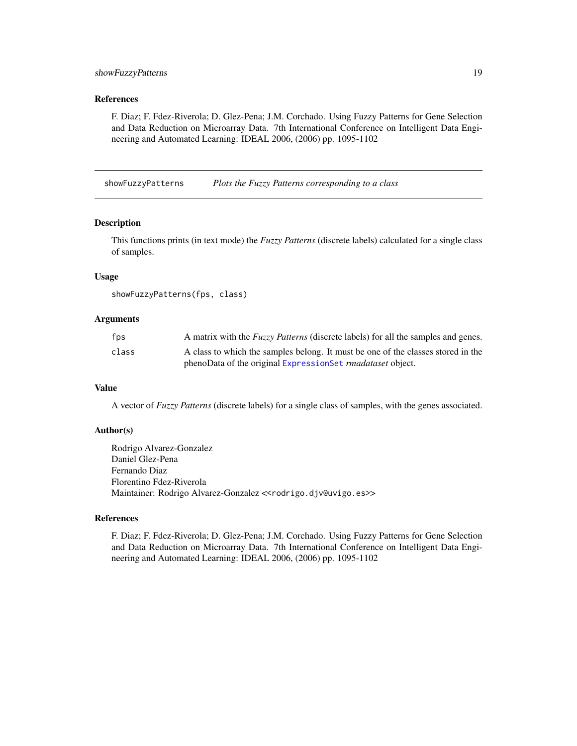### References

F. Diaz; F. Fdez-Riverola; D. Glez-Pena; J.M. Corchado. Using Fuzzy Patterns for Gene Selection and Data Reduction on Microarray Data. 7th International Conference on Intelligent Data Engineering and Automated Learning: IDEAL 2006, (2006) pp. 1095-1102

---

## showFuzzyPatterns    *Plots the Fuzzy Patterns corresponding to a class*

---

### Description

This functions prints (in text mode) the *Fuzzy Patterns* (discrete labels) calculated for a single class of samples.

### Usage

```
showFuzzyPatterns(fps, class)
```

### Arguments

| | |
|---|---|
| `fps` | A matrix with the *Fuzzy Patterns* (discrete labels) for all the samples and genes. |
| `class` | A class to which the samples belong. It must be one of the classes stored in the phenoData of the original `ExpressionSet` *rmadataset* object. |

### Value

A vector of *Fuzzy Patterns* (discrete labels) for a single class of samples, with the genes associated.

### Author(s)

Rodrigo Alvarez-Gonzalez  
Daniel Glez-Pena  
Fernando Diaz  
Florentino Fdez-Riverola  
Maintainer: Rodrigo Alvarez-Gonzalez <<rodrigo.djv@uvigo.es>>

### References

F. Diaz; F. Fdez-Riverola; D. Glez-Pena; J.M. Corchado. Using Fuzzy Patterns for Gene Selection and Data Reduction on Microarray Data. 7th International Conference on Intelligent Data Engineering and Automated Learning: IDEAL 2006, (2006) pp. 1095-1102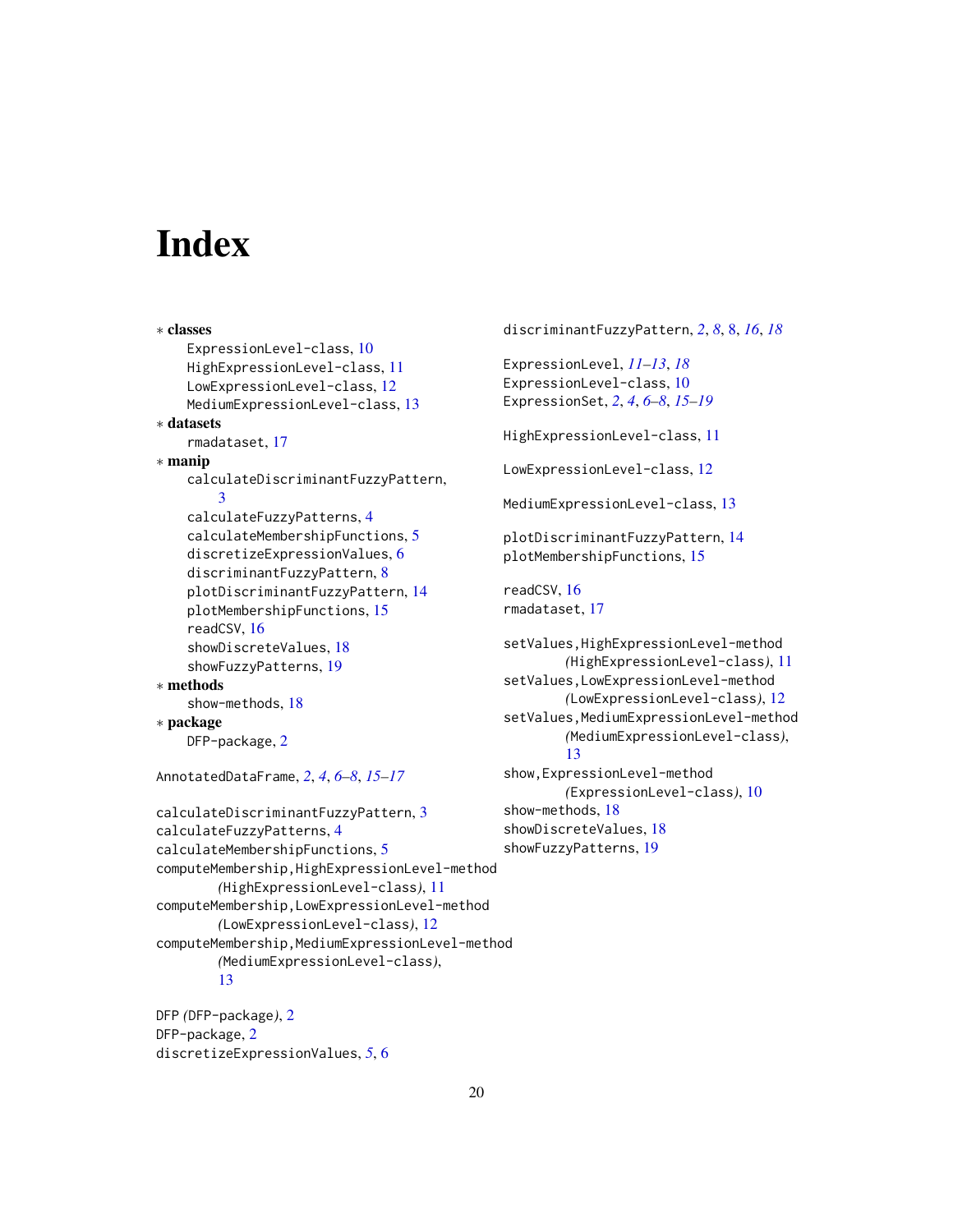# Index

* **classes**
  - ExpressionLevel-class, 10
  - HighExpressionLevel-class, 11
  - LowExpressionLevel-class, 12
  - MediumExpressionLevel-class, 13
* **datasets**
  - rmadataset, 17
* **manip**
  - calculateDiscriminantFuzzyPattern, 3
  - calculateFuzzyPatterns, 4
  - calculateMembershipFunctions, 5
  - discretizeExpressionValues, 6
  - discriminantFuzzyPattern, 8
  - plotDiscriminantFuzzyPattern, 14
  - plotMembershipFunctions, 15
  - readCSV, 16
  - showDiscreteValues, 18
  - showFuzzyPatterns, 19
* **methods**
  - show-methods, 18
* **package**
  - DFP-package, 2

AnnotatedDataFrame, *2*, *4*, *6–8*, *15–17*

calculateDiscriminantFuzzyPattern, 3
calculateFuzzyPatterns, 4
calculateMembershipFunctions, 5
computeMembership,HighExpressionLevel-method *(HighExpressionLevel-class)*, 11
computeMembership,LowExpressionLevel-method *(LowExpressionLevel-class)*, 12
computeMembership,MediumExpressionLevel-method *(MediumExpressionLevel-class)*, 13

DFP *(DFP-package)*, 2
DFP-package, 2
discretizeExpressionValues, *5*, 6
discriminantFuzzyPattern, *2*, *8*, 8, *16*, *18*

ExpressionLevel, *11–13*, *18*
ExpressionLevel-class, 10
ExpressionSet, *2*, *4*, *6–8*, *15–19*

HighExpressionLevel-class, 11

LowExpressionLevel-class, 12

MediumExpressionLevel-class, 13

plotDiscriminantFuzzyPattern, 14
plotMembershipFunctions, 15

readCSV, 16
rmadataset, 17

setValues,HighExpressionLevel-method *(HighExpressionLevel-class)*, 11
setValues,LowExpressionLevel-method *(LowExpressionLevel-class)*, 12
setValues,MediumExpressionLevel-method *(MediumExpressionLevel-class)*, 13
show,ExpressionLevel-method *(ExpressionLevel-class)*, 10
show-methods, 18
showDiscreteValues, 18
showFuzzyPatterns, 19